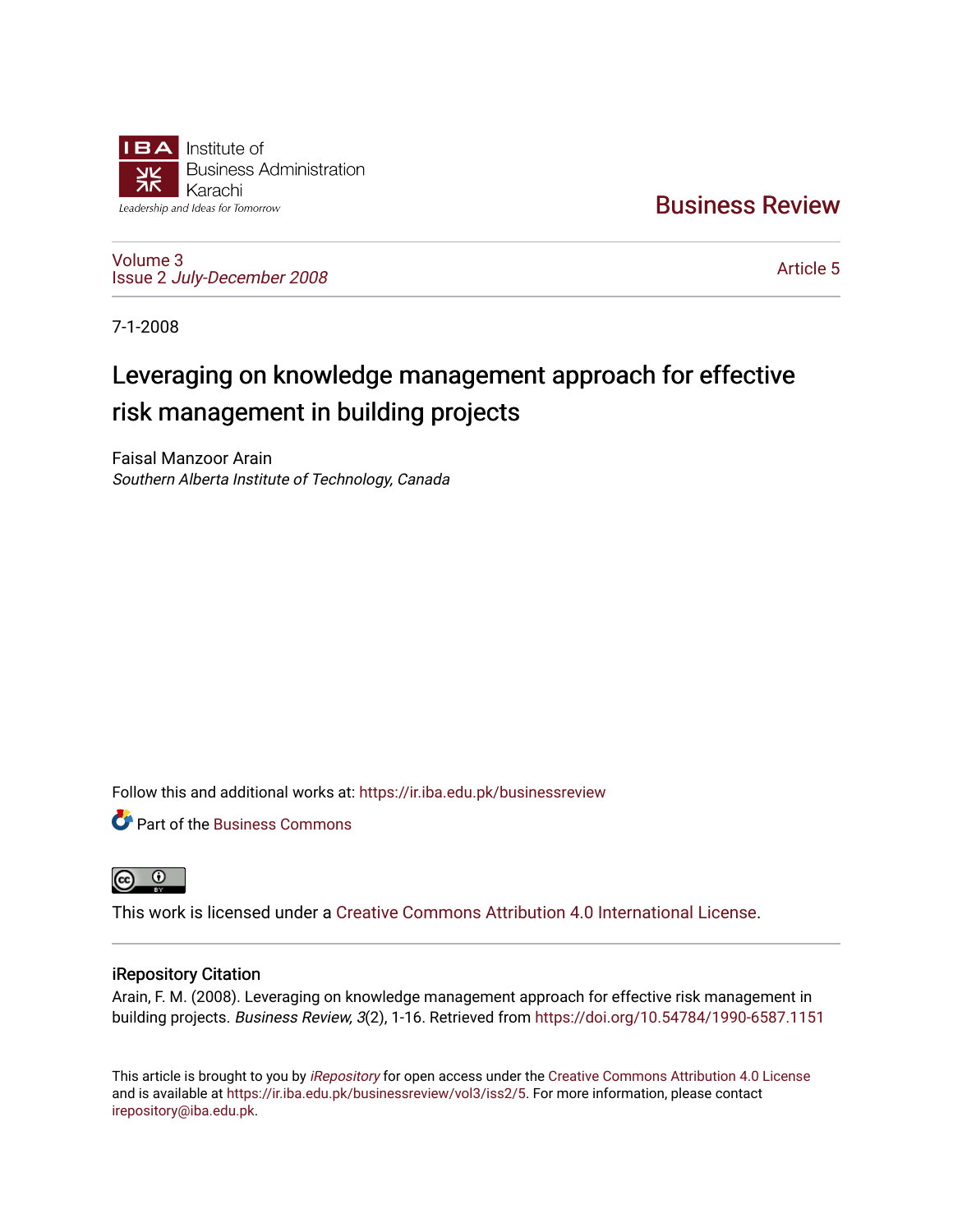Institute of Business Administration Karachi

Leadership and Ideas for Tomorrow

Business Review

Volume 3
Issue 2 *July-December 2008*

Article 5

7-1-2008

# Leveraging on knowledge management approach for effective risk management in building projects

Faisal Manzoor Arain
*Southern Alberta Institute of Technology, Canada*

Follow this and additional works at: https://ir.iba.edu.pk/businessreview

Part of the Business Commons

This work is licensed under a Creative Commons Attribution 4.0 International License.

## iRepository Citation

Arain, F. M. (2008). Leveraging on knowledge management approach for effective risk management in building projects. *Business Review, 3*(2), 1-16. Retrieved from https://doi.org/10.54784/1990-6587.1151

This article is brought to you by *iRepository* for open access under the Creative Commons Attribution 4.0 License and is available at https://ir.iba.edu.pk/businessreview/vol3/iss2/5. For more information, please contact irepository@iba.edu.pk.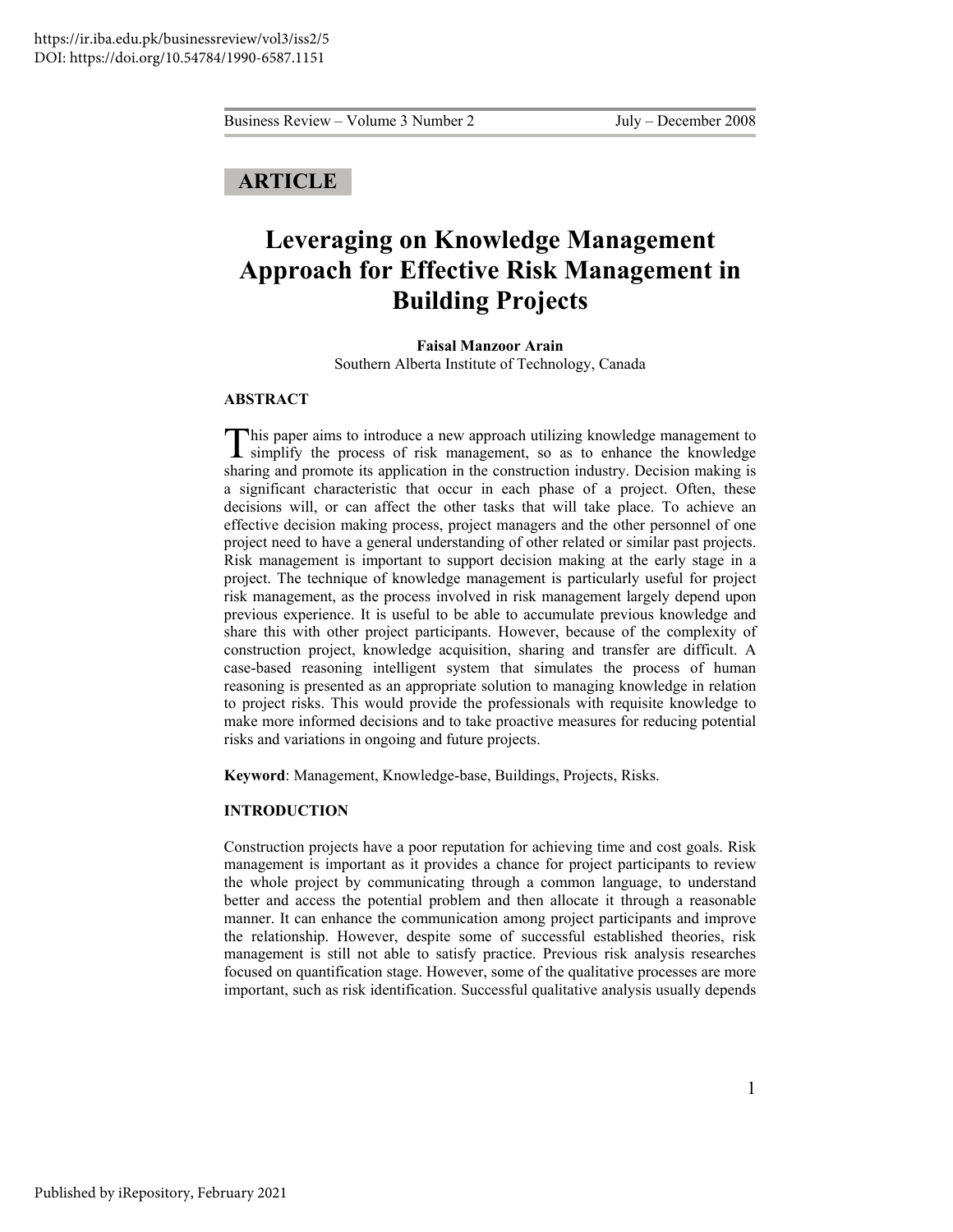ARTICLE

# Leveraging on Knowledge Management Approach for Effective Risk Management in Building Projects

**Faisal Manzoor Arain**
Southern Alberta Institute of Technology, Canada

## ABSTRACT

This paper aims to introduce a new approach utilizing knowledge management to simplify the process of risk management, so as to enhance the knowledge sharing and promote its application in the construction industry. Decision making is a significant characteristic that occur in each phase of a project. Often, these decisions will, or can affect the other tasks that will take place. To achieve an effective decision making process, project managers and the other personnel of one project need to have a general understanding of other related or similar past projects. Risk management is important to support decision making at the early stage in a project. The technique of knowledge management is particularly useful for project risk management, as the process involved in risk management largely depend upon previous experience. It is useful to be able to accumulate previous knowledge and share this with other project participants. However, because of the complexity of construction project, knowledge acquisition, sharing and transfer are difficult. A case-based reasoning intelligent system that simulates the process of human reasoning is presented as an appropriate solution to managing knowledge in relation to project risks. This would provide the professionals with requisite knowledge to make more informed decisions and to take proactive measures for reducing potential risks and variations in ongoing and future projects.

**Keyword**: Management, Knowledge-base, Buildings, Projects, Risks.

## INTRODUCTION

Construction projects have a poor reputation for achieving time and cost goals. Risk management is important as it provides a chance for project participants to review the whole project by communicating through a common language, to understand better and access the potential problem and then allocate it through a reasonable manner. It can enhance the communication among project participants and improve the relationship. However, despite some of successful established theories, risk management is still not able to satisfy practice. Previous risk analysis researches focused on quantification stage. However, some of the qualitative processes are more important, such as risk identification. Successful qualitative analysis usually depends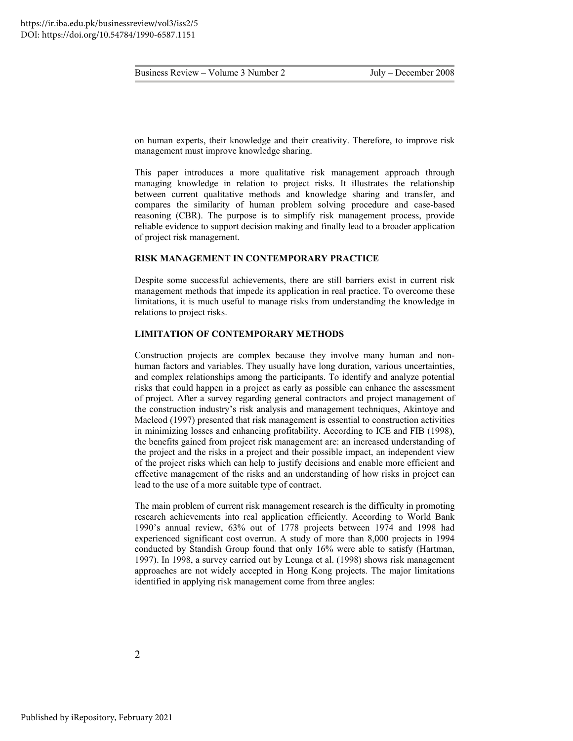on human experts, their knowledge and their creativity. Therefore, to improve risk management must improve knowledge sharing.

This paper introduces a more qualitative risk management approach through managing knowledge in relation to project risks. It illustrates the relationship between current qualitative methods and knowledge sharing and transfer, and compares the similarity of human problem solving procedure and case-based reasoning (CBR). The purpose is to simplify risk management process, provide reliable evidence to support decision making and finally lead to a broader application of project risk management.

## RISK MANAGEMENT IN CONTEMPORARY PRACTICE

Despite some successful achievements, there are still barriers exist in current risk management methods that impede its application in real practice. To overcome these limitations, it is much useful to manage risks from understanding the knowledge in relations to project risks.

## LIMITATION OF CONTEMPORARY METHODS

Construction projects are complex because they involve many human and non-human factors and variables. They usually have long duration, various uncertainties, and complex relationships among the participants. To identify and analyze potential risks that could happen in a project as early as possible can enhance the assessment of project. After a survey regarding general contractors and project management of the construction industry's risk analysis and management techniques, Akintoye and Macleod (1997) presented that risk management is essential to construction activities in minimizing losses and enhancing profitability. According to ICE and FIB (1998), the benefits gained from project risk management are: an increased understanding of the project and the risks in a project and their possible impact, an independent view of the project risks which can help to justify decisions and enable more efficient and effective management of the risks and an understanding of how risks in project can lead to the use of a more suitable type of contract.

The main problem of current risk management research is the difficulty in promoting research achievements into real application efficiently. According to World Bank 1990's annual review, 63% out of 1778 projects between 1974 and 1998 had experienced significant cost overrun. A study of more than 8,000 projects in 1994 conducted by Standish Group found that only 16% were able to satisfy (Hartman, 1997). In 1998, a survey carried out by Leunga et al. (1998) shows risk management approaches are not widely accepted in Hong Kong projects. The major limitations identified in applying risk management come from three angles: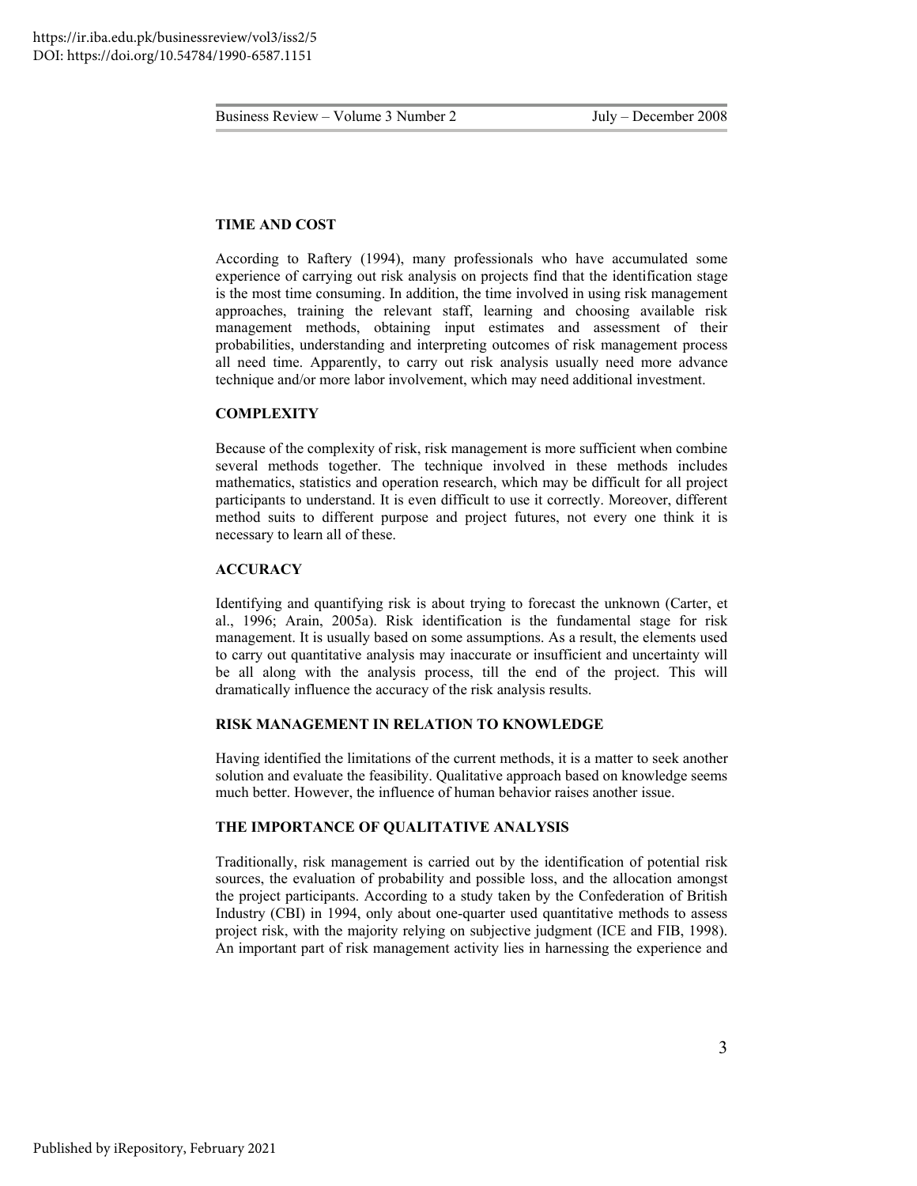## TIME AND COST

According to Raftery (1994), many professionals who have accumulated some experience of carrying out risk analysis on projects find that the identification stage is the most time consuming. In addition, the time involved in using risk management approaches, training the relevant staff, learning and choosing available risk management methods, obtaining input estimates and assessment of their probabilities, understanding and interpreting outcomes of risk management process all need time. Apparently, to carry out risk analysis usually need more advance technique and/or more labor involvement, which may need additional investment.

## COMPLEXITY

Because of the complexity of risk, risk management is more sufficient when combine several methods together. The technique involved in these methods includes mathematics, statistics and operation research, which may be difficult for all project participants to understand. It is even difficult to use it correctly. Moreover, different method suits to different purpose and project futures, not every one think it is necessary to learn all of these.

## ACCURACY

Identifying and quantifying risk is about trying to forecast the unknown (Carter, et al., 1996; Arain, 2005a). Risk identification is the fundamental stage for risk management. It is usually based on some assumptions. As a result, the elements used to carry out quantitative analysis may inaccurate or insufficient and uncertainty will be all along with the analysis process, till the end of the project. This will dramatically influence the accuracy of the risk analysis results.

## RISK MANAGEMENT IN RELATION TO KNOWLEDGE

Having identified the limitations of the current methods, it is a matter to seek another solution and evaluate the feasibility. Qualitative approach based on knowledge seems much better. However, the influence of human behavior raises another issue.

## THE IMPORTANCE OF QUALITATIVE ANALYSIS

Traditionally, risk management is carried out by the identification of potential risk sources, the evaluation of probability and possible loss, and the allocation amongst the project participants. According to a study taken by the Confederation of British Industry (CBI) in 1994, only about one-quarter used quantitative methods to assess project risk, with the majority relying on subjective judgment (ICE and FIB, 1998). An important part of risk management activity lies in harnessing the experience and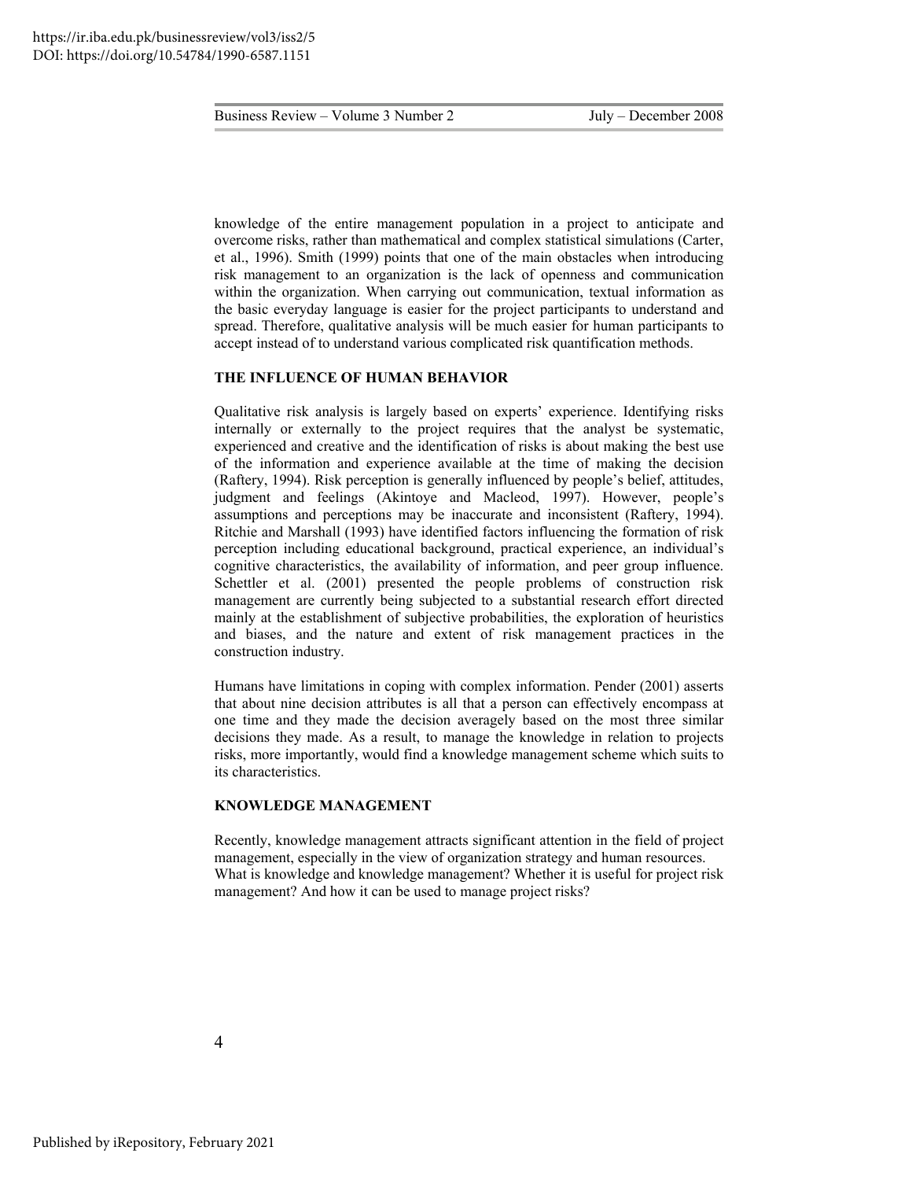knowledge of the entire management population in a project to anticipate and overcome risks, rather than mathematical and complex statistical simulations (Carter, et al., 1996). Smith (1999) points that one of the main obstacles when introducing risk management to an organization is the lack of openness and communication within the organization. When carrying out communication, textual information as the basic everyday language is easier for the project participants to understand and spread. Therefore, qualitative analysis will be much easier for human participants to accept instead of to understand various complicated risk quantification methods.

## THE INFLUENCE OF HUMAN BEHAVIOR

Qualitative risk analysis is largely based on experts' experience. Identifying risks internally or externally to the project requires that the analyst be systematic, experienced and creative and the identification of risks is about making the best use of the information and experience available at the time of making the decision (Raftery, 1994). Risk perception is generally influenced by people's belief, attitudes, judgment and feelings (Akintoye and Macleod, 1997). However, people's assumptions and perceptions may be inaccurate and inconsistent (Raftery, 1994). Ritchie and Marshall (1993) have identified factors influencing the formation of risk perception including educational background, practical experience, an individual's cognitive characteristics, the availability of information, and peer group influence. Schettler et al. (2001) presented the people problems of construction risk management are currently being subjected to a substantial research effort directed mainly at the establishment of subjective probabilities, the exploration of heuristics and biases, and the nature and extent of risk management practices in the construction industry.

Humans have limitations in coping with complex information. Pender (2001) asserts that about nine decision attributes is all that a person can effectively encompass at one time and they made the decision averagely based on the most three similar decisions they made. As a result, to manage the knowledge in relation to projects risks, more importantly, would find a knowledge management scheme which suits to its characteristics.

## KNOWLEDGE MANAGEMENT

Recently, knowledge management attracts significant attention in the field of project management, especially in the view of organization strategy and human resources. What is knowledge and knowledge management? Whether it is useful for project risk management? And how it can be used to manage project risks?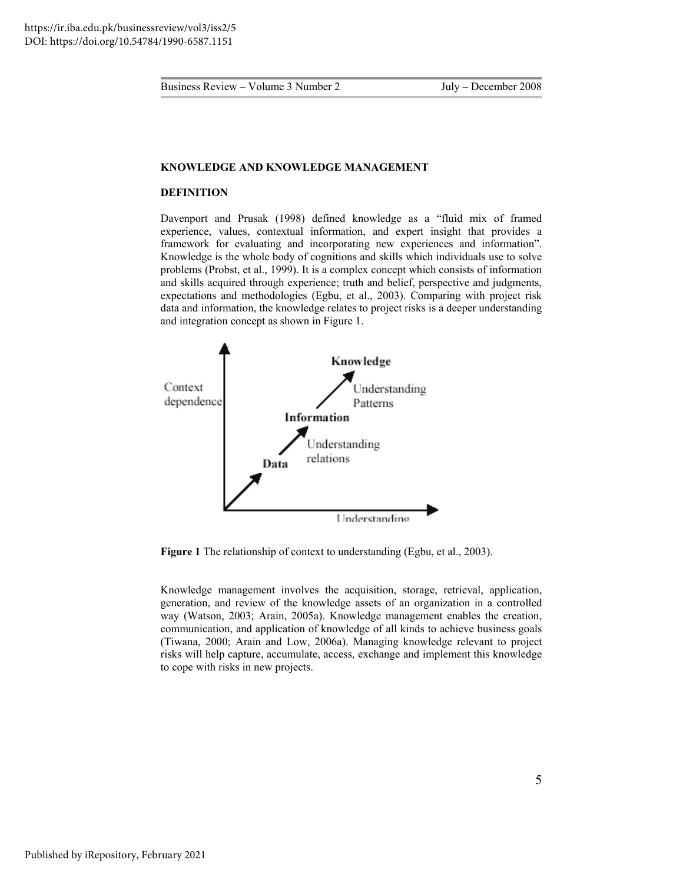## KNOWLEDGE AND KNOWLEDGE MANAGEMENT

### DEFINITION

Davenport and Prusak (1998) defined knowledge as a "fluid mix of framed experience, values, contextual information, and expert insight that provides a framework for evaluating and incorporating new experiences and information". Knowledge is the whole body of cognitions and skills which individuals use to solve problems (Probst, et al., 1999). It is a complex concept which consists of information and skills acquired through experience; truth and belief, perspective and judgments, expectations and methodologies (Egbu, et al., 2003). Comparing with project risk data and information, the knowledge relates to project risks is a deeper understanding and integration concept as shown in Figure 1.

**Figure 1** The relationship of context to understanding (Egbu, et al., 2003).

Knowledge management involves the acquisition, storage, retrieval, application, generation, and review of the knowledge assets of an organization in a controlled way (Watson, 2003; Arain, 2005a). Knowledge management enables the creation, communication, and application of knowledge of all kinds to achieve business goals (Tiwana, 2000; Arain and Low, 2006a). Managing knowledge relevant to project risks will help capture, accumulate, access, exchange and implement this knowledge to cope with risks in new projects.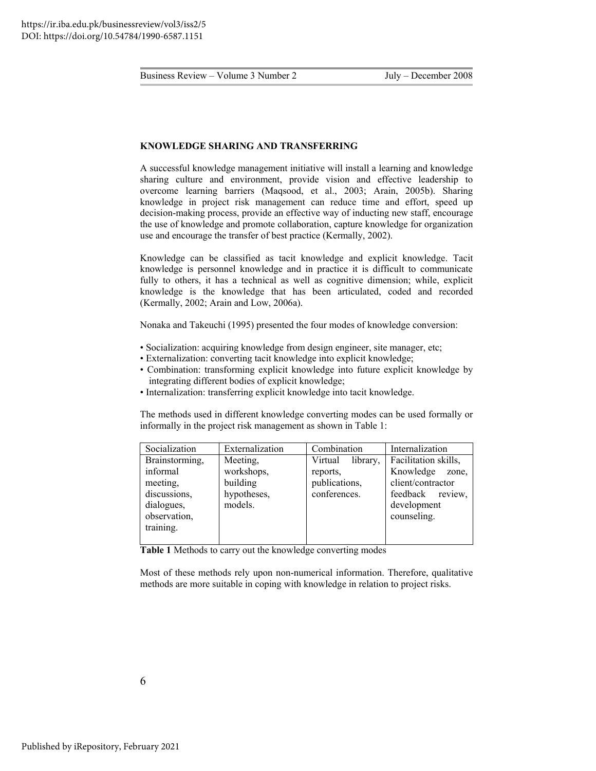## KNOWLEDGE SHARING AND TRANSFERRING

A successful knowledge management initiative will install a learning and knowledge sharing culture and environment, provide vision and effective leadership to overcome learning barriers (Maqsood, et al., 2003; Arain, 2005b). Sharing knowledge in project risk management can reduce time and effort, speed up decision-making process, provide an effective way of inducting new staff, encourage the use of knowledge and promote collaboration, capture knowledge for organization use and encourage the transfer of best practice (Kermally, 2002).

Knowledge can be classified as tacit knowledge and explicit knowledge. Tacit knowledge is personnel knowledge and in practice it is difficult to communicate fully to others, it has a technical as well as cognitive dimension; while, explicit knowledge is the knowledge that has been articulated, coded and recorded (Kermally, 2002; Arain and Low, 2006a).

Nonaka and Takeuchi (1995) presented the four modes of knowledge conversion:

- Socialization: acquiring knowledge from design engineer, site manager, etc;
- Externalization: converting tacit knowledge into explicit knowledge;
- Combination: transforming explicit knowledge into future explicit knowledge by integrating different bodies of explicit knowledge;
- Internalization: transferring explicit knowledge into tacit knowledge.

The methods used in different knowledge converting modes can be used formally or informally in the project risk management as shown in Table 1:

| Socialization | Externalization | Combination | Internalization |
|---|---|---|---|
| Brainstorming, informal meeting, discussions, dialogues, observation, training. | Meeting, workshops, building hypotheses, models. | Virtual library, reports, publications, conferences. | Facilitation skills, Knowledge zone, client/contractor feedback review, development counseling. |

**Table 1** Methods to carry out the knowledge converting modes

Most of these methods rely upon non-numerical information. Therefore, qualitative methods are more suitable in coping with knowledge in relation to project risks.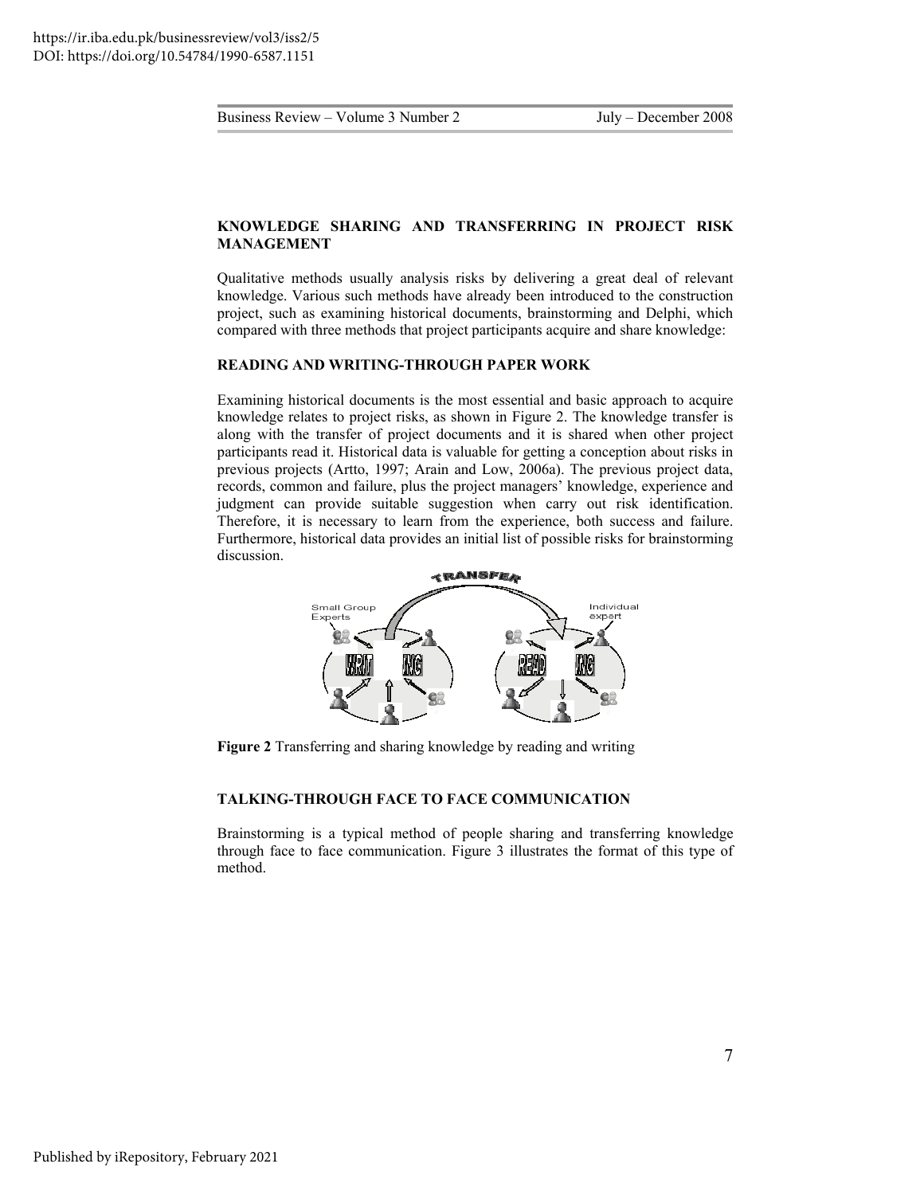## KNOWLEDGE SHARING AND TRANSFERRING IN PROJECT RISK MANAGEMENT

Qualitative methods usually analysis risks by delivering a great deal of relevant knowledge. Various such methods have already been introduced to the construction project, such as examining historical documents, brainstorming and Delphi, which compared with three methods that project participants acquire and share knowledge:

### READING AND WRITING-THROUGH PAPER WORK

Examining historical documents is the most essential and basic approach to acquire knowledge relates to project risks, as shown in Figure 2. The knowledge transfer is along with the transfer of project documents and it is shared when other project participants read it. Historical data is valuable for getting a conception about risks in previous projects (Artto, 1997; Arain and Low, 2006a). The previous project data, records, common and failure, plus the project managers' knowledge, experience and judgment can provide suitable suggestion when carry out risk identification. Therefore, it is necessary to learn from the experience, both success and failure. Furthermore, historical data provides an initial list of possible risks for brainstorming discussion.

**Figure 2** Transferring and sharing knowledge by reading and writing

### TALKING-THROUGH FACE TO FACE COMMUNICATION

Brainstorming is a typical method of people sharing and transferring knowledge through face to face communication. Figure 3 illustrates the format of this type of method.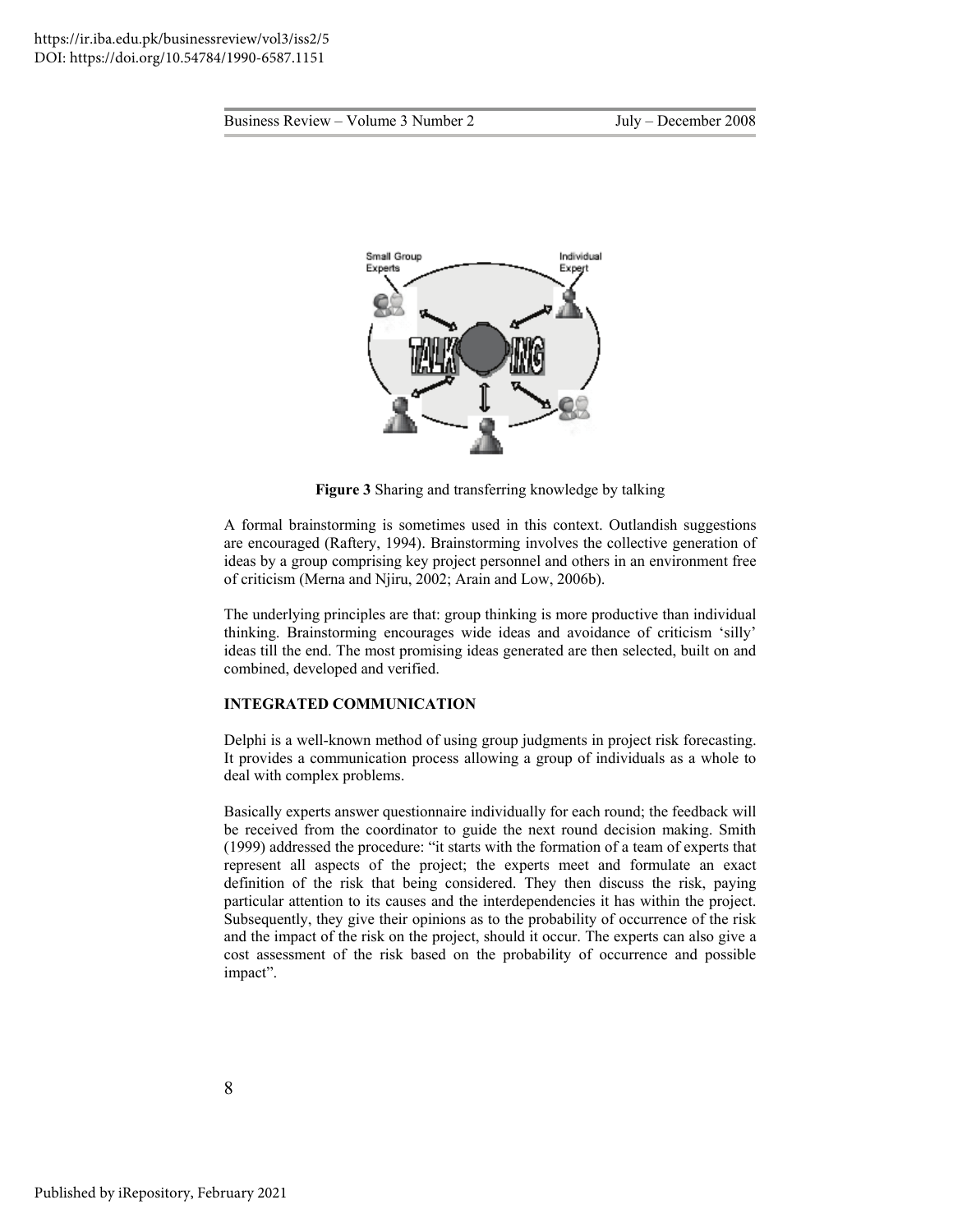**Figure 3** Sharing and transferring knowledge by talking

A formal brainstorming is sometimes used in this context. Outlandish suggestions are encouraged (Raftery, 1994). Brainstorming involves the collective generation of ideas by a group comprising key project personnel and others in an environment free of criticism (Merna and Njiru, 2002; Arain and Low, 2006b).

The underlying principles are that: group thinking is more productive than individual thinking. Brainstorming encourages wide ideas and avoidance of criticism 'silly' ideas till the end. The most promising ideas generated are then selected, built on and combined, developed and verified.

### INTEGRATED COMMUNICATION

Delphi is a well-known method of using group judgments in project risk forecasting. It provides a communication process allowing a group of individuals as a whole to deal with complex problems.

Basically experts answer questionnaire individually for each round; the feedback will be received from the coordinator to guide the next round decision making. Smith (1999) addressed the procedure: "it starts with the formation of a team of experts that represent all aspects of the project; the experts meet and formulate an exact definition of the risk that being considered. They then discuss the risk, paying particular attention to its causes and the interdependencies it has within the project. Subsequently, they give their opinions as to the probability of occurrence of the risk and the impact of the risk on the project, should it occur. The experts can also give a cost assessment of the risk based on the probability of occurrence and possible impact".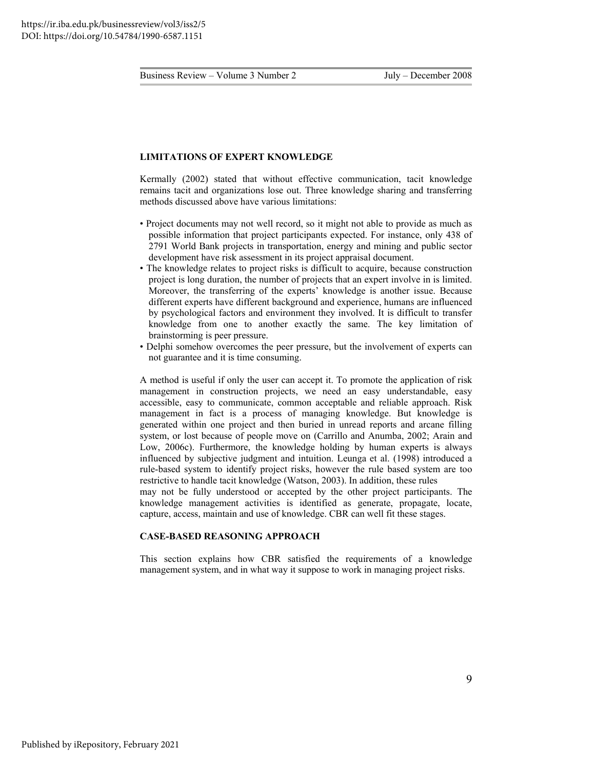## LIMITATIONS OF EXPERT KNOWLEDGE

Kermally (2002) stated that without effective communication, tacit knowledge remains tacit and organizations lose out. Three knowledge sharing and transferring methods discussed above have various limitations:

- Project documents may not well record, so it might not able to provide as much as possible information that project participants expected. For instance, only 438 of 2791 World Bank projects in transportation, energy and mining and public sector development have risk assessment in its project appraisal document.
- The knowledge relates to project risks is difficult to acquire, because construction project is long duration, the number of projects that an expert involve in is limited. Moreover, the transferring of the experts' knowledge is another issue. Because different experts have different background and experience, humans are influenced by psychological factors and environment they involved. It is difficult to transfer knowledge from one to another exactly the same. The key limitation of brainstorming is peer pressure.
- Delphi somehow overcomes the peer pressure, but the involvement of experts can not guarantee and it is time consuming.

A method is useful if only the user can accept it. To promote the application of risk management in construction projects, we need an easy understandable, easy accessible, easy to communicate, common acceptable and reliable approach. Risk management in fact is a process of managing knowledge. But knowledge is generated within one project and then buried in unread reports and arcane filling system, or lost because of people move on (Carrillo and Anumba, 2002; Arain and Low, 2006c). Furthermore, the knowledge holding by human experts is always influenced by subjective judgment and intuition. Leunga et al. (1998) introduced a rule-based system to identify project risks, however the rule based system are too restrictive to handle tacit knowledge (Watson, 2003). In addition, these rules may not be fully understood or accepted by the other project participants. The knowledge management activities is identified as generate, propagate, locate, capture, access, maintain and use of knowledge. CBR can well fit these stages.

## CASE-BASED REASONING APPROACH

This section explains how CBR satisfied the requirements of a knowledge management system, and in what way it suppose to work in managing project risks.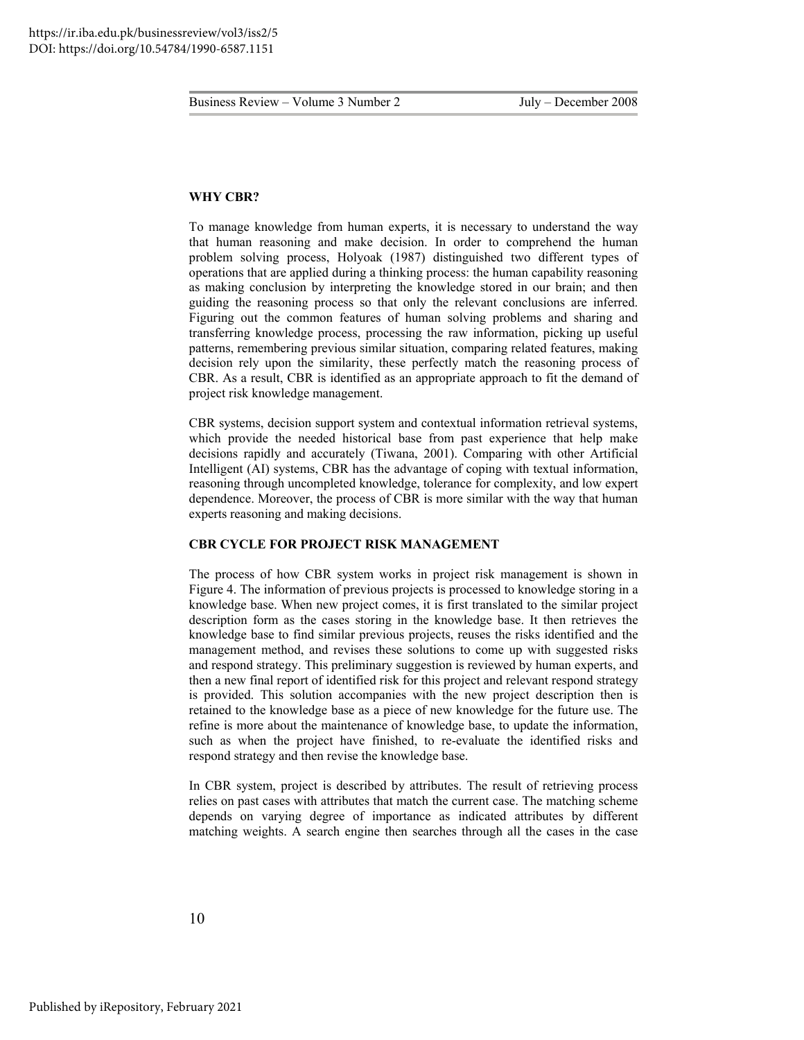## WHY CBR?

To manage knowledge from human experts, it is necessary to understand the way that human reasoning and make decision. In order to comprehend the human problem solving process, Holyoak (1987) distinguished two different types of operations that are applied during a thinking process: the human capability reasoning as making conclusion by interpreting the knowledge stored in our brain; and then guiding the reasoning process so that only the relevant conclusions are inferred. Figuring out the common features of human solving problems and sharing and transferring knowledge process, processing the raw information, picking up useful patterns, remembering previous similar situation, comparing related features, making decision rely upon the similarity, these perfectly match the reasoning process of CBR. As a result, CBR is identified as an appropriate approach to fit the demand of project risk knowledge management.

CBR systems, decision support system and contextual information retrieval systems, which provide the needed historical base from past experience that help make decisions rapidly and accurately (Tiwana, 2001). Comparing with other Artificial Intelligent (AI) systems, CBR has the advantage of coping with textual information, reasoning through uncompleted knowledge, tolerance for complexity, and low expert dependence. Moreover, the process of CBR is more similar with the way that human experts reasoning and making decisions.

## CBR CYCLE FOR PROJECT RISK MANAGEMENT

The process of how CBR system works in project risk management is shown in Figure 4. The information of previous projects is processed to knowledge storing in a knowledge base. When new project comes, it is first translated to the similar project description form as the cases storing in the knowledge base. It then retrieves the knowledge base to find similar previous projects, reuses the risks identified and the management method, and revises these solutions to come up with suggested risks and respond strategy. This preliminary suggestion is reviewed by human experts, and then a new final report of identified risk for this project and relevant respond strategy is provided. This solution accompanies with the new project description then is retained to the knowledge base as a piece of new knowledge for the future use. The refine is more about the maintenance of knowledge base, to update the information, such as when the project have finished, to re-evaluate the identified risks and respond strategy and then revise the knowledge base.

In CBR system, project is described by attributes. The result of retrieving process relies on past cases with attributes that match the current case. The matching scheme depends on varying degree of importance as indicated attributes by different matching weights. A search engine then searches through all the cases in the case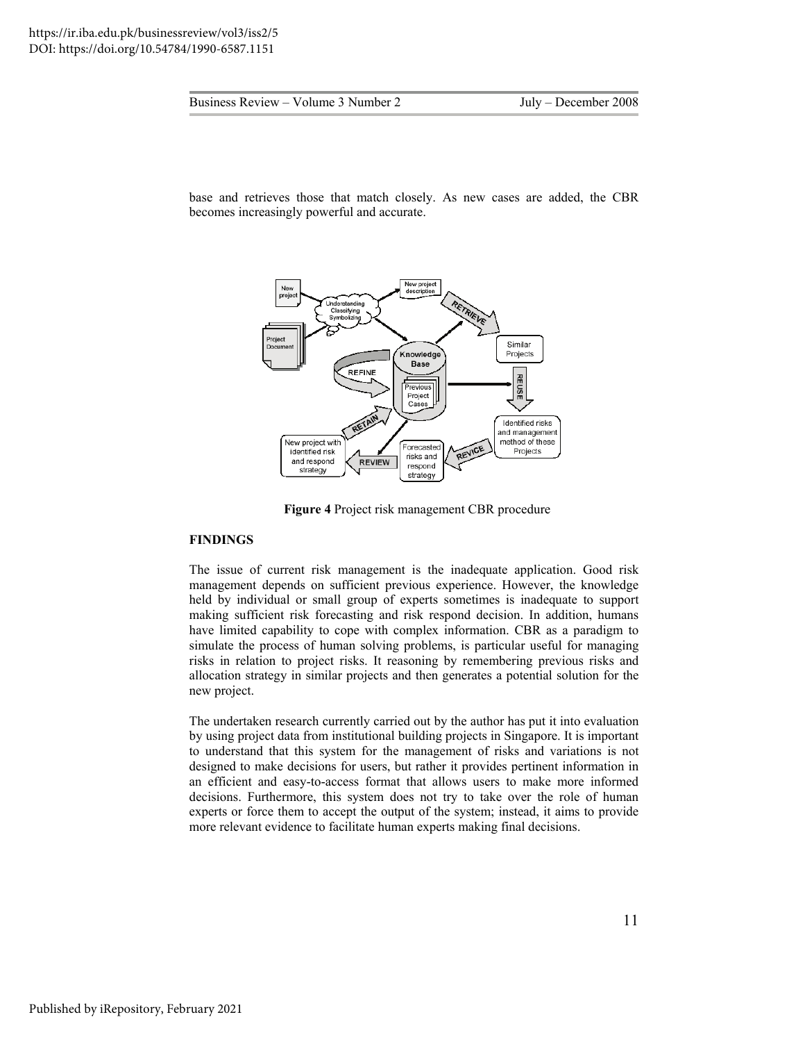base and retrieves those that match closely. As new cases are added, the CBR becomes increasingly powerful and accurate.

**Figure 4** Project risk management CBR procedure

**FINDINGS**

The issue of current risk management is the inadequate application. Good risk management depends on sufficient previous experience. However, the knowledge held by individual or small group of experts sometimes is inadequate to support making sufficient risk forecasting and risk respond decision. In addition, humans have limited capability to cope with complex information. CBR as a paradigm to simulate the process of human solving problems, is particular useful for managing risks in relation to project risks. It reasoning by remembering previous risks and allocation strategy in similar projects and then generates a potential solution for the new project.

The undertaken research currently carried out by the author has put it into evaluation by using project data from institutional building projects in Singapore. It is important to understand that this system for the management of risks and variations is not designed to make decisions for users, but rather it provides pertinent information in an efficient and easy-to-access format that allows users to make more informed decisions. Furthermore, this system does not try to take over the role of human experts or force them to accept the output of the system; instead, it aims to provide more relevant evidence to facilitate human experts making final decisions.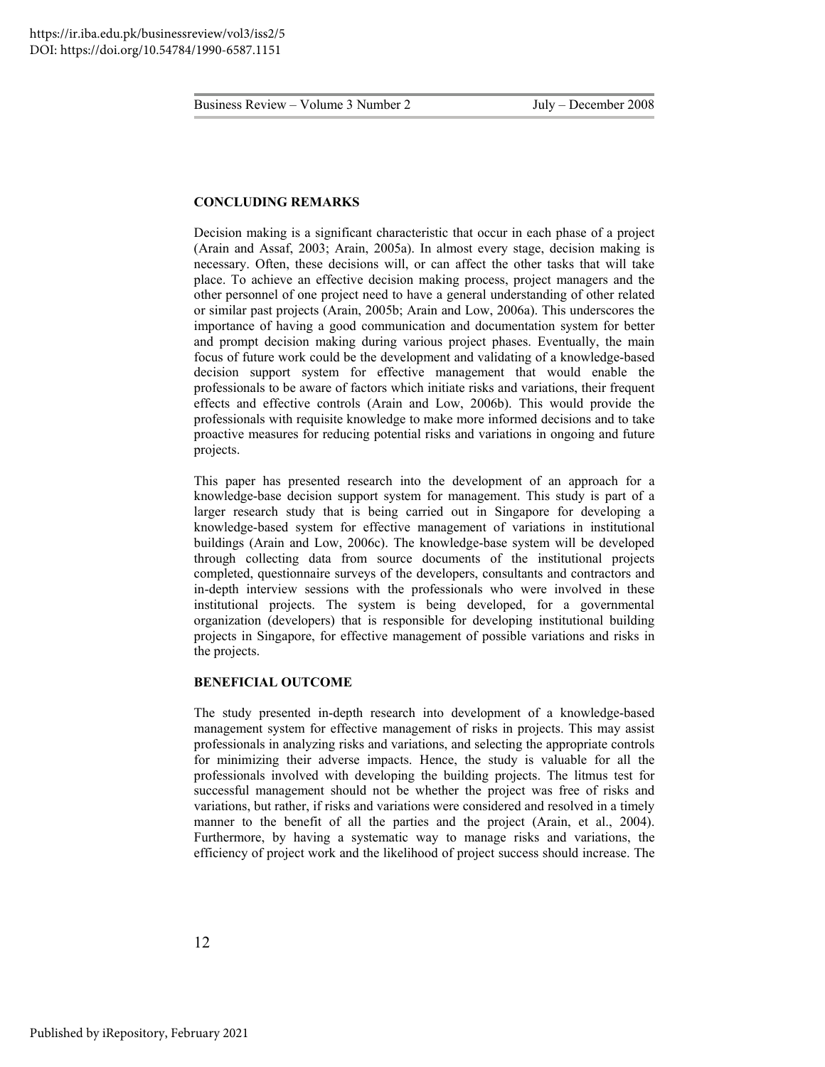## CONCLUDING REMARKS

Decision making is a significant characteristic that occur in each phase of a project (Arain and Assaf, 2003; Arain, 2005a). In almost every stage, decision making is necessary. Often, these decisions will, or can affect the other tasks that will take place. To achieve an effective decision making process, project managers and the other personnel of one project need to have a general understanding of other related or similar past projects (Arain, 2005b; Arain and Low, 2006a). This underscores the importance of having a good communication and documentation system for better and prompt decision making during various project phases. Eventually, the main focus of future work could be the development and validating of a knowledge-based decision support system for effective management that would enable the professionals to be aware of factors which initiate risks and variations, their frequent effects and effective controls (Arain and Low, 2006b). This would provide the professionals with requisite knowledge to make more informed decisions and to take proactive measures for reducing potential risks and variations in ongoing and future projects.

This paper has presented research into the development of an approach for a knowledge-base decision support system for management. This study is part of a larger research study that is being carried out in Singapore for developing a knowledge-based system for effective management of variations in institutional buildings (Arain and Low, 2006c). The knowledge-base system will be developed through collecting data from source documents of the institutional projects completed, questionnaire surveys of the developers, consultants and contractors and in-depth interview sessions with the professionals who were involved in these institutional projects. The system is being developed, for a governmental organization (developers) that is responsible for developing institutional building projects in Singapore, for effective management of possible variations and risks in the projects.

## BENEFICIAL OUTCOME

The study presented in-depth research into development of a knowledge-based management system for effective management of risks in projects. This may assist professionals in analyzing risks and variations, and selecting the appropriate controls for minimizing their adverse impacts. Hence, the study is valuable for all the professionals involved with developing the building projects. The litmus test for successful management should not be whether the project was free of risks and variations, but rather, if risks and variations were considered and resolved in a timely manner to the benefit of all the parties and the project (Arain, et al., 2004). Furthermore, by having a systematic way to manage risks and variations, the efficiency of project work and the likelihood of project success should increase. The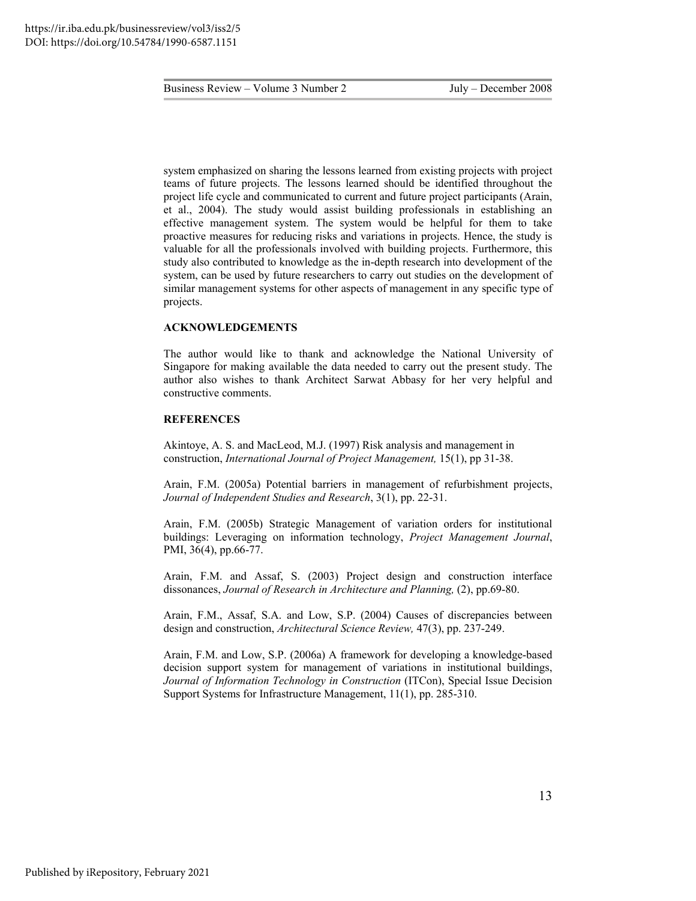system emphasized on sharing the lessons learned from existing projects with project teams of future projects. The lessons learned should be identified throughout the project life cycle and communicated to current and future project participants (Arain, et al., 2004). The study would assist building professionals in establishing an effective management system. The system would be helpful for them to take proactive measures for reducing risks and variations in projects. Hence, the study is valuable for all the professionals involved with building projects. Furthermore, this study also contributed to knowledge as the in-depth research into development of the system, can be used by future researchers to carry out studies on the development of similar management systems for other aspects of management in any specific type of projects.

## ACKNOWLEDGEMENTS

The author would like to thank and acknowledge the National University of Singapore for making available the data needed to carry out the present study. The author also wishes to thank Architect Sarwat Abbasy for her very helpful and constructive comments.

## REFERENCES

Akintoye, A. S. and MacLeod, M.J. (1997) Risk analysis and management in construction, *International Journal of Project Management,* 15(1), pp 31-38.

Arain, F.M. (2005a) Potential barriers in management of refurbishment projects, *Journal of Independent Studies and Research*, 3(1), pp. 22-31.

Arain, F.M. (2005b) Strategic Management of variation orders for institutional buildings: Leveraging on information technology, *Project Management Journal*, PMI, 36(4), pp.66-77.

Arain, F.M. and Assaf, S. (2003) Project design and construction interface dissonances, *Journal of Research in Architecture and Planning,* (2), pp.69-80.

Arain, F.M., Assaf, S.A. and Low, S.P. (2004) Causes of discrepancies between design and construction, *Architectural Science Review,* 47(3), pp. 237-249.

Arain, F.M. and Low, S.P. (2006a) A framework for developing a knowledge-based decision support system for management of variations in institutional buildings, *Journal of Information Technology in Construction* (ITCon), Special Issue Decision Support Systems for Infrastructure Management, 11(1), pp. 285-310.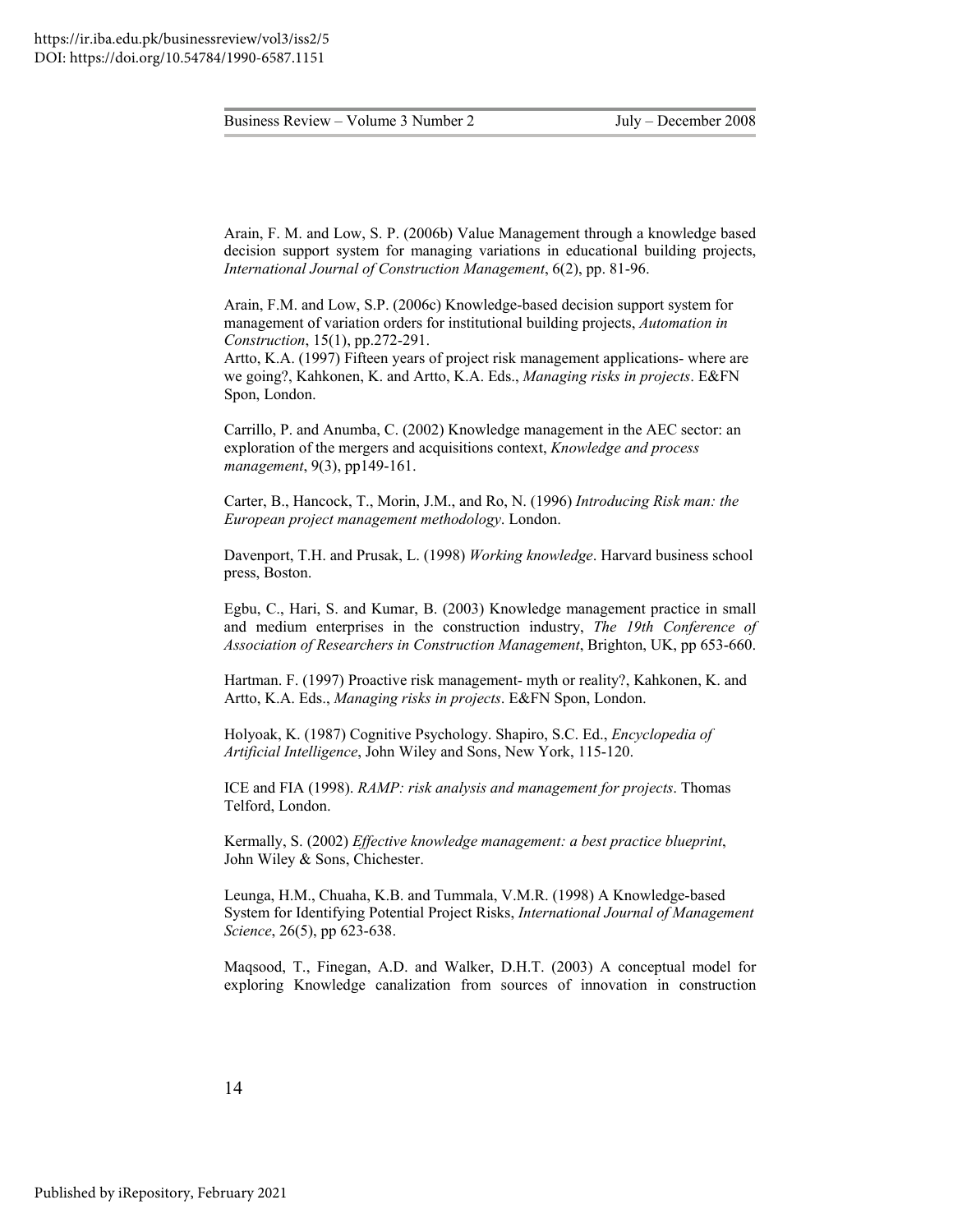Arain, F. M. and Low, S. P. (2006b) Value Management through a knowledge based decision support system for managing variations in educational building projects, *International Journal of Construction Management*, 6(2), pp. 81-96.

Arain, F.M. and Low, S.P. (2006c) Knowledge-based decision support system for management of variation orders for institutional building projects, *Automation in Construction*, 15(1), pp.272-291.

Artto, K.A. (1997) Fifteen years of project risk management applications- where are we going?, Kahkonen, K. and Artto, K.A. Eds., *Managing risks in projects*. E&FN Spon, London.

Carrillo, P. and Anumba, C. (2002) Knowledge management in the AEC sector: an exploration of the mergers and acquisitions context, *Knowledge and process management*, 9(3), pp149-161.

Carter, B., Hancock, T., Morin, J.M., and Ro, N. (1996) *Introducing Risk man: the European project management methodology*. London.

Davenport, T.H. and Prusak, L. (1998) *Working knowledge*. Harvard business school press, Boston.

Egbu, C., Hari, S. and Kumar, B. (2003) Knowledge management practice in small and medium enterprises in the construction industry, *The 19th Conference of Association of Researchers in Construction Management*, Brighton, UK, pp 653-660.

Hartman. F. (1997) Proactive risk management- myth or reality?, Kahkonen, K. and Artto, K.A. Eds., *Managing risks in projects*. E&FN Spon, London.

Holyoak, K. (1987) Cognitive Psychology. Shapiro, S.C. Ed., *Encyclopedia of Artificial Intelligence*, John Wiley and Sons, New York, 115-120.

ICE and FIA (1998). *RAMP: risk analysis and management for projects*. Thomas Telford, London.

Kermally, S. (2002) *Effective knowledge management: a best practice blueprint*, John Wiley & Sons, Chichester.

Leunga, H.M., Chuaha, K.B. and Tummala, V.M.R. (1998) A Knowledge-based System for Identifying Potential Project Risks, *International Journal of Management Science*, 26(5), pp 623-638.

Maqsood, T., Finegan, A.D. and Walker, D.H.T. (2003) A conceptual model for exploring Knowledge canalization from sources of innovation in construction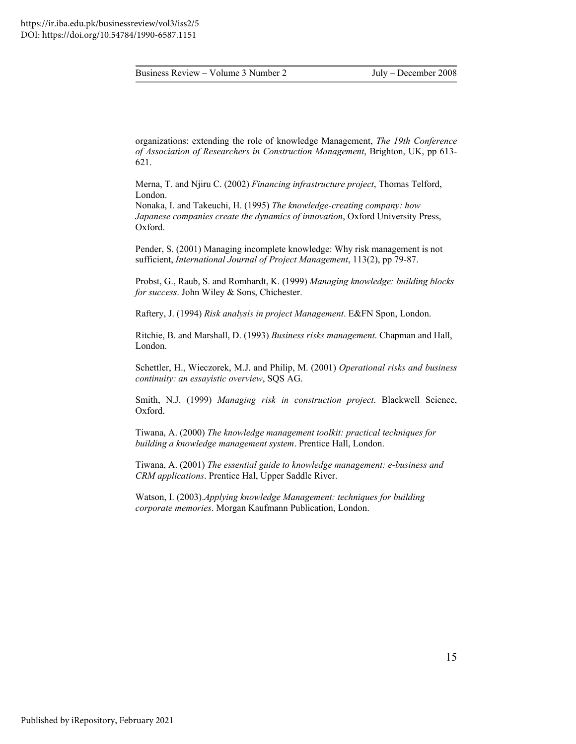organizations: extending the role of knowledge Management, *The 19th Conference of Association of Researchers in Construction Management*, Brighton, UK, pp 613-621.

Merna, T. and Njiru C. (2002) *Financing infrastructure project*, Thomas Telford, London.

Nonaka, I. and Takeuchi, H. (1995) *The knowledge-creating company: how Japanese companies create the dynamics of innovation*, Oxford University Press, Oxford.

Pender, S. (2001) Managing incomplete knowledge: Why risk management is not sufficient, *International Journal of Project Management*, 113(2), pp 79-87.

Probst, G., Raub, S. and Romhardt, K. (1999) *Managing knowledge: building blocks for success*. John Wiley & Sons, Chichester.

Raftery, J. (1994) *Risk analysis in project Management*. E&FN Spon, London.

Ritchie, B. and Marshall, D. (1993) *Business risks management*. Chapman and Hall, London.

Schettler, H., Wieczorek, M.J. and Philip, M. (2001) *Operational risks and business continuity: an essayistic overview*, SQS AG.

Smith, N.J. (1999) *Managing risk in construction project*. Blackwell Science, Oxford.

Tiwana, A. (2000) *The knowledge management toolkit: practical techniques for building a knowledge management system*. Prentice Hall, London.

Tiwana, A. (2001) *The essential guide to knowledge management: e-business and CRM applications*. Prentice Hal, Upper Saddle River.

Watson, I. (2003).*Applying knowledge Management: techniques for building corporate memories*. Morgan Kaufmann Publication, London.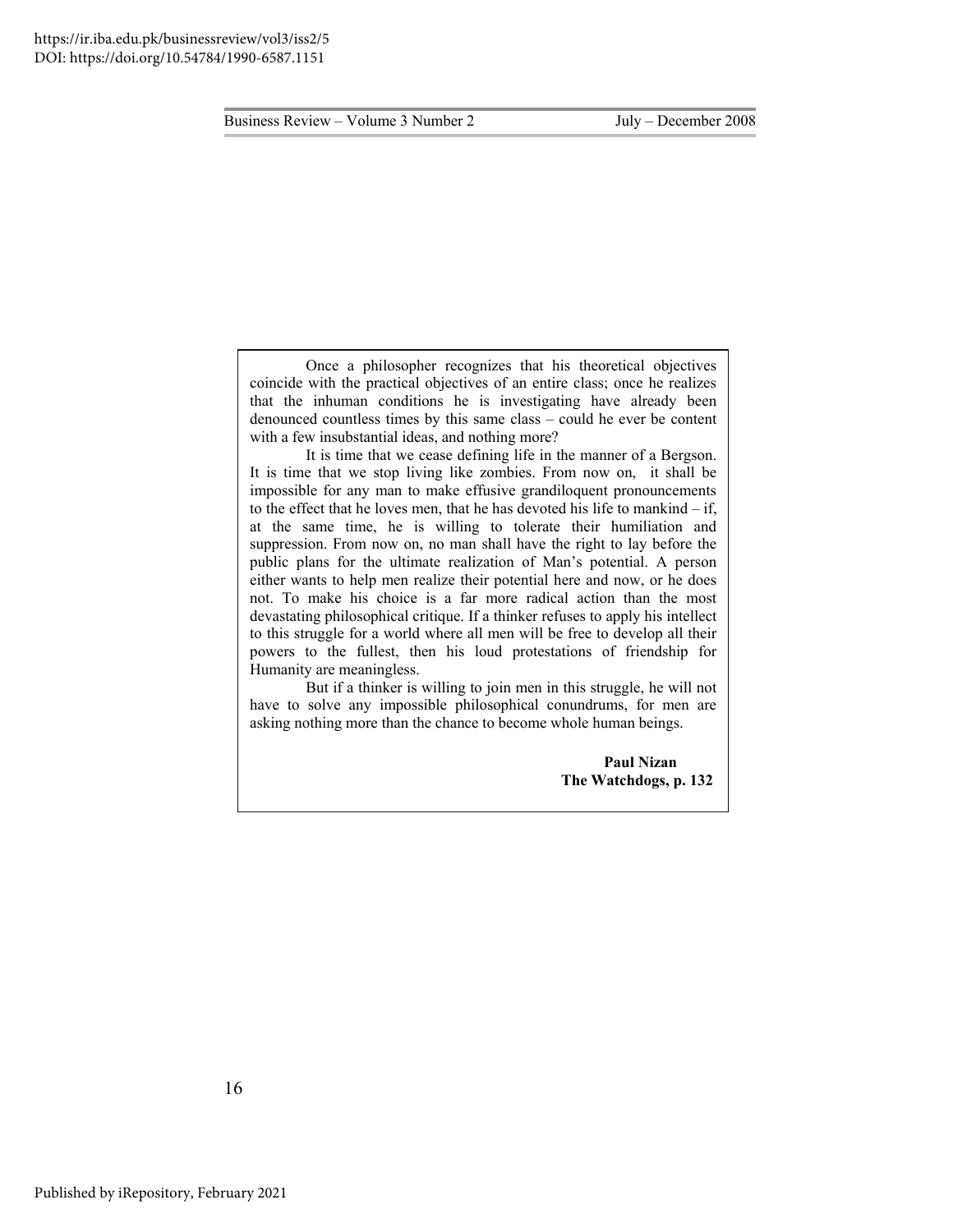Once a philosopher recognizes that his theoretical objectives coincide with the practical objectives of an entire class; once he realizes that the inhuman conditions he is investigating have already been denounced countless times by this same class – could he ever be content with a few insubstantial ideas, and nothing more?

It is time that we cease defining life in the manner of a Bergson. It is time that we stop living like zombies. From now on, it shall be impossible for any man to make effusive grandiloquent pronouncements to the effect that he loves men, that he has devoted his life to mankind – if, at the same time, he is willing to tolerate their humiliation and suppression. From now on, no man shall have the right to lay before the public plans for the ultimate realization of Man's potential. A person either wants to help men realize their potential here and now, or he does not. To make his choice is a far more radical action than the most devastating philosophical critique. If a thinker refuses to apply his intellect to this struggle for a world where all men will be free to develop all their powers to the fullest, then his loud protestations of friendship for Humanity are meaningless.

But if a thinker is willing to join men in this struggle, he will not have to solve any impossible philosophical conundrums, for men are asking nothing more than the chance to become whole human beings.

**Paul Nizan**
**The Watchdogs, p. 132**